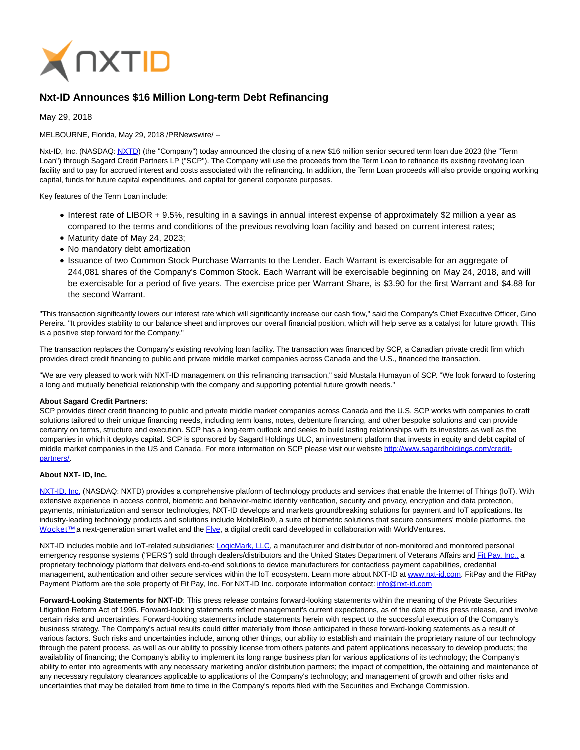# Nxt-ID Announces $16 Million Long-term Debt Refinancing

May 29, 2018

MELBOURNE, Florida, May 29, 2018 /PRNewswire/ --

Nxt-ID, Inc. (NASDAQ: NXTD) (the "Company") today announced the closing of a new $16 million senior secured term loan due 2023 (the "Term Loan") through Sagard Credit Partners LP ("SCP"). The Company will use the proceeds from the Term Loan to refinance its existing revolving loan facility and to pay for accrued interest and costs associated with the refinancing. In addition, the Term Loan proceeds will also provide ongoing working capital, funds for future capital expenditures, and capital for general corporate purposes.

Key features of the Term Loan include:

- Interest rate of LIBOR + 9.5%, resulting in a savings in annual interest expense of approximately $2 million a year as compared to the terms and conditions of the previous revolving loan facility and based on current interest rates;
- Maturity date of May 24, 2023;
- No mandatory debt amortization
- Issuance of two Common Stock Purchase Warrants to the Lender. Each Warrant is exercisable for an aggregate of 244,081 shares of the Company's Common Stock. Each Warrant will be exercisable beginning on May 24, 2018, and will be exercisable for a period of five years. The exercise price per Warrant Share, is $3.90 for the first Warrant and $4.88 for the second Warrant.

"This transaction significantly lowers our interest rate which will significantly increase our cash flow," said the Company's Chief Executive Officer, Gino Pereira. "It provides stability to our balance sheet and improves our overall financial position, which will help serve as a catalyst for future growth. This is a positive step forward for the Company."

The transaction replaces the Company's existing revolving loan facility. The transaction was financed by SCP, a Canadian private credit firm which provides direct credit financing to public and private middle market companies across Canada and the U.S., financed the transaction.

"We are very pleased to work with NXT-ID management on this refinancing transaction," said Mustafa Humayun of SCP. "We look forward to fostering a long and mutually beneficial relationship with the company and supporting potential future growth needs."

**About Sagard Credit Partners:**
SCP provides direct credit financing to public and private middle market companies across Canada and the U.S. SCP works with companies to craft solutions tailored to their unique financing needs, including term loans, notes, debenture financing, and other bespoke solutions and can provide certainty on terms, structure and execution. SCP has a long-term outlook and seeks to build lasting relationships with its investors as well as the companies in which it deploys capital. SCP is sponsored by Sagard Holdings ULC, an investment platform that invests in equity and debt capital of middle market companies in the US and Canada. For more information on SCP please visit our website http://www.sagardholdings.com/credit-partners/.

**About NXT- ID, Inc.**

NXT-ID, Inc. (NASDAQ: NXTD) provides a comprehensive platform of technology products and services that enable the Internet of Things (IoT). With extensive experience in access control, biometric and behavior-metric identity verification, security and privacy, encryption and data protection, payments, miniaturization and sensor technologies, NXT-ID develops and markets groundbreaking solutions for payment and IoT applications. Its industry-leading technology products and solutions include MobileBio®, a suite of biometric solutions that secure consumers' mobile platforms, the Wocket™ a next-generation smart wallet and the Flye, a digital credit card developed in collaboration with WorldVentures.

NXT-ID includes mobile and IoT-related subsidiaries: LogicMark, LLC, a manufacturer and distributor of non-monitored and monitored personal emergency response systems ("PERS") sold through dealers/distributors and the United States Department of Veterans Affairs and Fit Pay, Inc., a proprietary technology platform that delivers end-to-end solutions to device manufacturers for contactless payment capabilities, credential management, authentication and other secure services within the IoT ecosystem. Learn more about NXT-ID at www.nxt-id.com. FitPay and the FitPay Payment Platform are the sole property of Fit Pay, Inc. For NXT-ID Inc. corporate information contact: info@nxt-id.com

**Forward-Looking Statements for NXT-ID**: This press release contains forward-looking statements within the meaning of the Private Securities Litigation Reform Act of 1995. Forward-looking statements reflect management's current expectations, as of the date of this press release, and involve certain risks and uncertainties. Forward-looking statements include statements herein with respect to the successful execution of the Company's business strategy. The Company's actual results could differ materially from those anticipated in these forward-looking statements as a result of various factors. Such risks and uncertainties include, among other things, our ability to establish and maintain the proprietary nature of our technology through the patent process, as well as our ability to possibly license from others patents and patent applications necessary to develop products; the availability of financing; the Company's ability to implement its long range business plan for various applications of its technology; the Company's ability to enter into agreements with any necessary marketing and/or distribution partners; the impact of competition, the obtaining and maintenance of any necessary regulatory clearances applicable to applications of the Company's technology; and management of growth and other risks and uncertainties that may be detailed from time to time in the Company's reports filed with the Securities and Exchange Commission.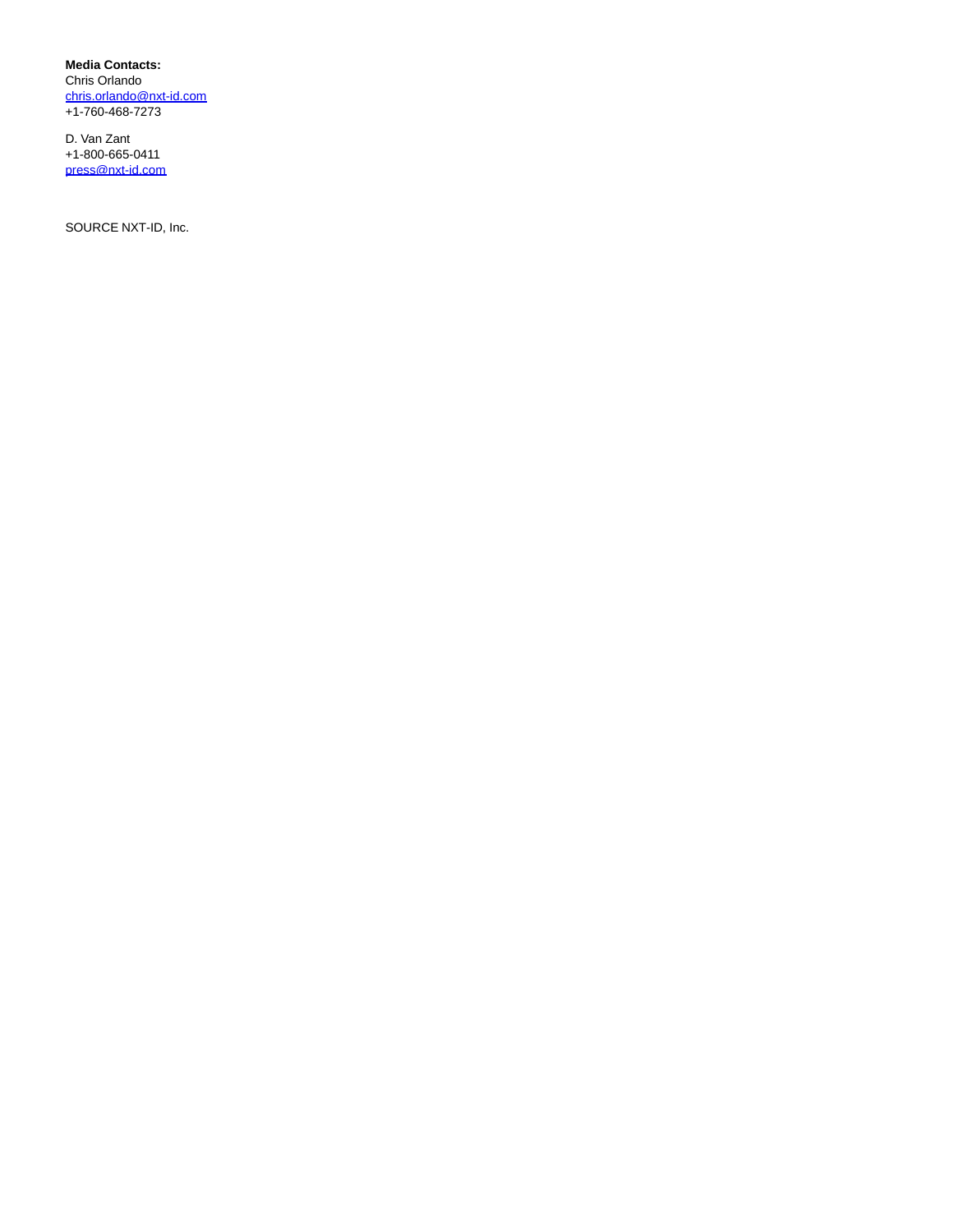**Media Contacts:**
Chris Orlando
chris.orlando@nxt-id.com
+1-760-468-7273

D. Van Zant
+1-800-665-0411
press@nxt-id.com

SOURCE NXT-ID, Inc.